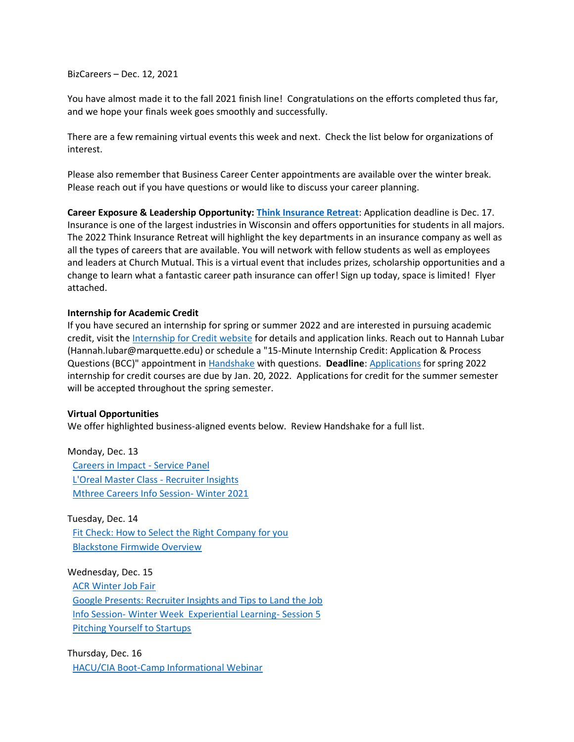BizCareers – Dec. 12, 2021

You have almost made it to the fall 2021 finish line! Congratulations on the efforts completed thus far, and we hope your finals week goes smoothly and successfully.

There are a few remaining virtual events this week and next. Check the list below for organizations of interest.

Please also remember that Business Career Center appointments are available over the winter break. Please reach out if you have questions or would like to discuss your career planning.

**Career Exposure & Leadership Opportunity: Think Insurance Retreat**: Application deadline is Dec. 17. Insurance is one of the largest industries in Wisconsin and offers opportunities for students in all majors. The 2022 Think Insurance Retreat will highlight the key departments in an insurance company as well as all the types of careers that are available. You will network with fellow students as well as employees and leaders at Church Mutual. This is a virtual event that includes prizes, scholarship opportunities and a change to learn what a fantastic career path insurance can offer! Sign up today, space is limited! Flyer attached.

**Internship for Academic Credit**

If you have secured an internship for spring or summer 2022 and are interested in pursuing academic credit, visit the Internship for Credit website for details and application links. Reach out to Hannah Lubar (Hannah.lubar@marquette.edu) or schedule a "15-Minute Internship Credit: Application & Process Questions (BCC)" appointment in Handshake with questions. **Deadline**: Applications for spring 2022 internship for credit courses are due by Jan. 20, 2022. Applications for credit for the summer semester will be accepted throughout the spring semester.

**Virtual Opportunities**

We offer highlighted business-aligned events below. Review Handshake for a full list.

Monday, Dec. 13

- Careers in Impact - Service Panel
- L'Oreal Master Class - Recruiter Insights
- Mthree Careers Info Session- Winter 2021

Tuesday, Dec. 14

- Fit Check: How to Select the Right Company for you
- Blackstone Firmwide Overview

Wednesday, Dec. 15

- ACR Winter Job Fair
- Google Presents: Recruiter Insights and Tips to Land the Job
- Info Session- Winter Week Experiential Learning- Session 5
- Pitching Yourself to Startups

Thursday, Dec. 16

- HACU/CIA Boot-Camp Informational Webinar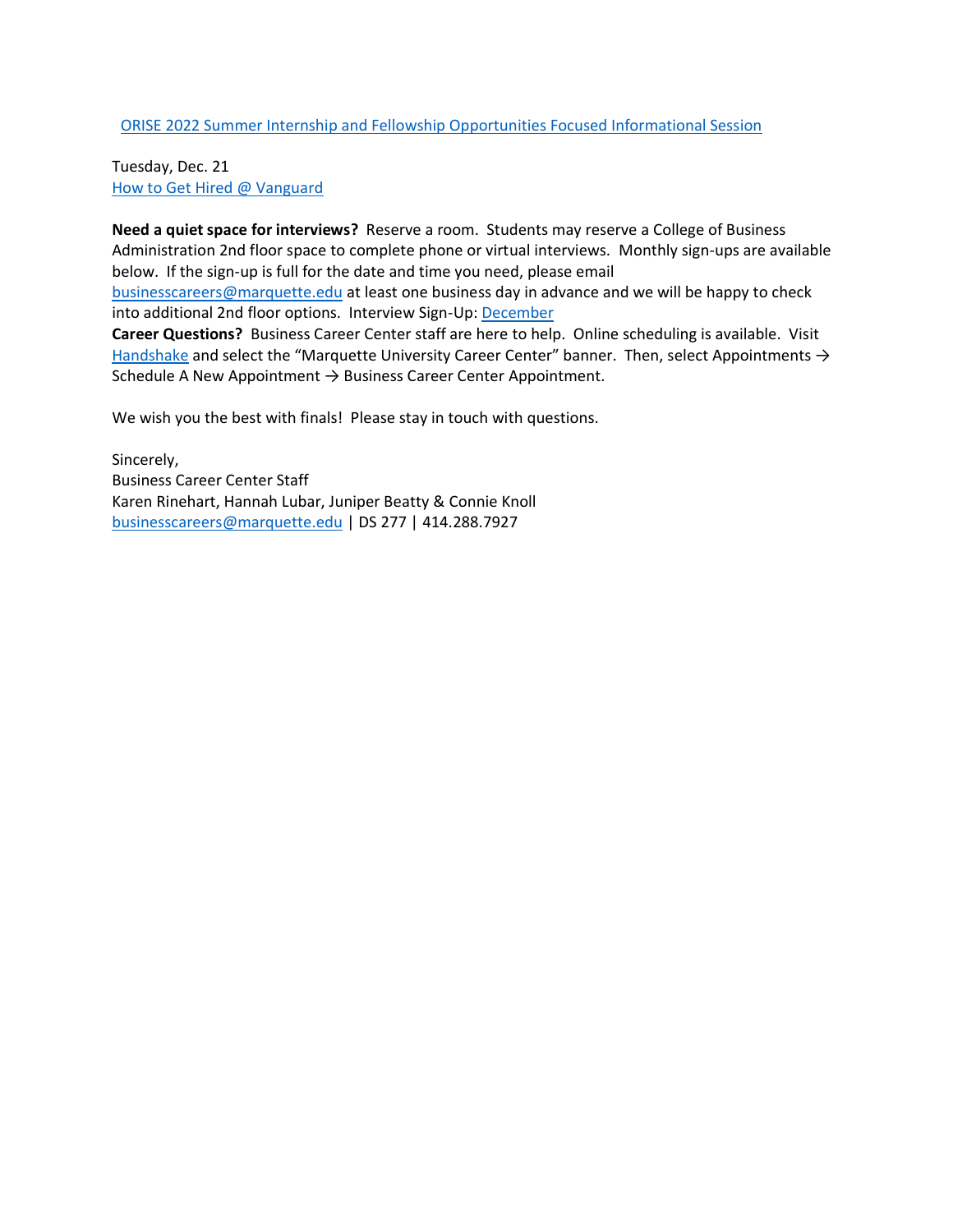ORISE 2022 Summer Internship and Fellowship Opportunities Focused Informational Session

Tuesday, Dec. 21
How to Get Hired @ Vanguard

**Need a quiet space for interviews?** Reserve a room. Students may reserve a College of Business Administration 2nd floor space to complete phone or virtual interviews. Monthly sign-ups are available below. If the sign-up is full for the date and time you need, please email businesscareers@marquette.edu at least one business day in advance and we will be happy to check into additional 2nd floor options. Interview Sign-Up: December
**Career Questions?** Business Career Center staff are here to help. Online scheduling is available. Visit Handshake and select the "Marquette University Career Center" banner. Then, select Appointments → Schedule A New Appointment → Business Career Center Appointment.

We wish you the best with finals! Please stay in touch with questions.

Sincerely,
Business Career Center Staff
Karen Rinehart, Hannah Lubar, Juniper Beatty & Connie Knoll
businesscareers@marquette.edu | DS 277 | 414.288.7927